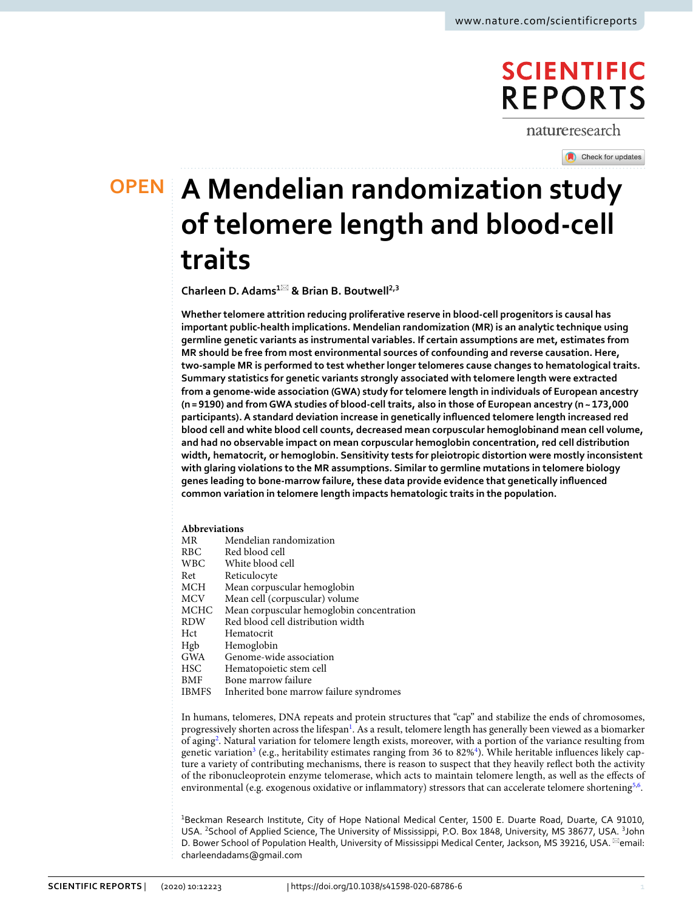OPEN

# A Mendelian randomization study of telomere length and blood-cell traits

**Charleen D. Adams[1] & Brian B. Boutwell[2,3]**

**Whether telomere attrition reducing proliferative reserve in blood-cell progenitors is causal has important public-health implications. Mendelian randomization (MR) is an analytic technique using germline genetic variants as instrumental variables. If certain assumptions are met, estimates from MR should be free from most environmental sources of confounding and reverse causation. Here, two-sample MR is performed to test whether longer telomeres cause changes to hematological traits. Summary statistics for genetic variants strongly associated with telomere length were extracted from a genome-wide association (GWA) study for telomere length in individuals of European ancestry (n = 9190) and from GWA studies of blood-cell traits, also in those of European ancestry (n ~ 173,000 participants). A standard deviation increase in genetically influenced telomere length increased red blood cell and white blood cell counts, decreased mean corpuscular hemoglobinand mean cell volume, and had no observable impact on mean corpuscular hemoglobin concentration, red cell distribution width, hematocrit, or hemoglobin. Sensitivity tests for pleiotropic distortion were mostly inconsistent with glaring violations to the MR assumptions. Similar to germline mutations in telomere biology genes leading to bone-marrow failure, these data provide evidence that genetically influenced common variation in telomere length impacts hematologic traits in the population.**

**Abbreviations**

| | |
|---|---|
| MR | Mendelian randomization |
| RBC | Red blood cell |
| WBC | White blood cell |
| Ret | Reticulocyte |
| MCH | Mean corpuscular hemoglobin |
| MCV | Mean cell (corpuscular) volume |
| MCHC | Mean corpuscular hemoglobin concentration |
| RDW | Red blood cell distribution width |
| Hct | Hematocrit |
| Hgb | Hemoglobin |
| GWA | Genome-wide association |
| HSC | Hematopoietic stem cell |
| BMF | Bone marrow failure |
| IBMFS | Inherited bone marrow failure syndromes |

In humans, telomeres, DNA repeats and protein structures that "cap" and stabilize the ends of chromosomes, progressively shorten across the lifespan[1]. As a result, telomere length has generally been viewed as a biomarker of aging[2]. Natural variation for telomere length exists, moreover, with a portion of the variance resulting from genetic variation[3] (e.g., heritability estimates ranging from 36 to 82%[4]). While heritable influences likely capture a variety of contributing mechanisms, there is reason to suspect that they heavily reflect both the activity of the ribonucleoprotein enzyme telomerase, which acts to maintain telomere length, as well as the effects of environmental (e.g. exogenous oxidative or inflammatory) stressors that can accelerate telomere shortening[5,6].

[1]Beckman Research Institute, City of Hope National Medical Center, 1500 E. Duarte Road, Duarte, CA 91010, USA. [2]School of Applied Science, The University of Mississippi, P.O. Box 1848, University, MS 38677, USA. [3]John D. Bower School of Population Health, University of Mississippi Medical Center, Jackson, MS 39216, USA. ✉email: charleendadams@gmail.com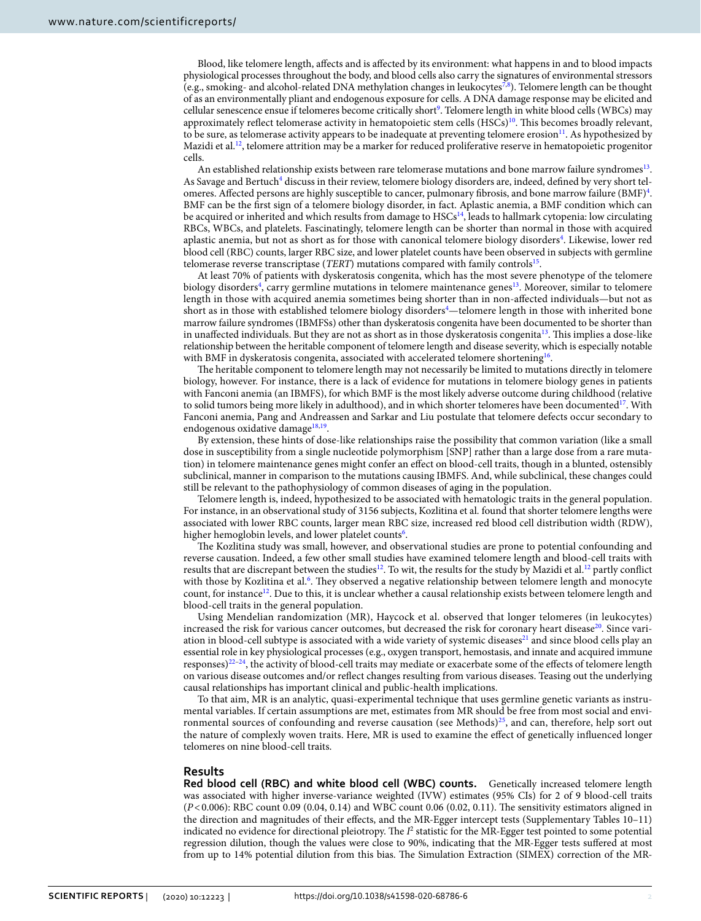Blood, like telomere length, affects and is affected by its environment: what happens in and to blood impacts physiological processes throughout the body, and blood cells also carry the signatures of environmental stressors (e.g., smoking- and alcohol-related DNA methylation changes in leukocytes[7,8]). Telomere length can be thought of as an environmentally pliant and endogenous exposure for cells. A DNA damage response may be elicited and cellular senescence ensue if telomeres become critically short[9]. Telomere length in white blood cells (WBCs) may approximately reflect telomerase activity in hematopoietic stem cells (HSCs)[10]. This becomes broadly relevant, to be sure, as telomerase activity appears to be inadequate at preventing telomere erosion[11]. As hypothesized by Mazidi et al.[12], telomere attrition may be a marker for reduced proliferative reserve in hematopoietic progenitor cells.

An established relationship exists between rare telomerase mutations and bone marrow failure syndromes[13]. As Savage and Bertuch[4] discuss in their review, telomere biology disorders are, indeed, defined by very short telomeres. Affected persons are highly susceptible to cancer, pulmonary fibrosis, and bone marrow failure (BMF)[4]. BMF can be the first sign of a telomere biology disorder, in fact. Aplastic anemia, a BMF condition which can be acquired or inherited and which results from damage to HSCs[14], leads to hallmark cytopenia: low circulating RBCs, WBCs, and platelets. Fascinatingly, telomere length can be shorter than normal in those with acquired aplastic anemia, but not as short as for those with canonical telomere biology disorders[4]. Likewise, lower red blood cell (RBC) counts, larger RBC size, and lower platelet counts have been observed in subjects with germline telomerase reverse transcriptase (*TERT*) mutations compared with family controls[15].

At least 70% of patients with dyskeratosis congenita, which has the most severe phenotype of the telomere biology disorders[4], carry germline mutations in telomere maintenance genes[13]. Moreover, similar to telomere length in those with acquired anemia sometimes being shorter than in non-affected individuals—but not as short as in those with established telomere biology disorders[4]—telomere length in those with inherited bone marrow failure syndromes (IBMFSs) other than dyskeratosis congenita have been documented to be shorter than in unaffected individuals. But they are not as short as in those dyskeratosis congenita[13]. This implies a dose-like relationship between the heritable component of telomere length and disease severity, which is especially notable with BMF in dyskeratosis congenita, associated with accelerated telomere shortening[16].

The heritable component to telomere length may not necessarily be limited to mutations directly in telomere biology, however. For instance, there is a lack of evidence for mutations in telomere biology genes in patients with Fanconi anemia (an IBMFS), for which BMF is the most likely adverse outcome during childhood (relative to solid tumors being more likely in adulthood), and in which shorter telomeres have been documented[17]. With Fanconi anemia, Pang and Andreassen and Sarkar and Liu postulate that telomere defects occur secondary to endogenous oxidative damage[18,19].

By extension, these hints of dose-like relationships raise the possibility that common variation (like a small dose in susceptibility from a single nucleotide polymorphism [SNP] rather than a large dose from a rare mutation) in telomere maintenance genes might confer an effect on blood-cell traits, though in a blunted, ostensibly subclinical, manner in comparison to the mutations causing IBMFS. And, while subclinical, these changes could still be relevant to the pathophysiology of common diseases of aging in the population.

Telomere length is, indeed, hypothesized to be associated with hematologic traits in the general population. For instance, in an observational study of 3156 subjects, Kozlitina et al. found that shorter telomere lengths were associated with lower RBC counts, larger mean RBC size, increased red blood cell distribution width (RDW), higher hemoglobin levels, and lower platelet counts[6].

The Kozlitina study was small, however, and observational studies are prone to potential confounding and reverse causation. Indeed, a few other small studies have examined telomere length and blood-cell traits with results that are discrepant between the studies[12]. To wit, the results for the study by Mazidi et al.[12] partly conflict with those by Kozlitina et al.[6]. They observed a negative relationship between telomere length and monocyte count, for instance[12]. Due to this, it is unclear whether a causal relationship exists between telomere length and blood-cell traits in the general population.

Using Mendelian randomization (MR), Haycock et al. observed that longer telomeres (in leukocytes) increased the risk for various cancer outcomes, but decreased the risk for coronary heart disease[20]. Since variation in blood-cell subtype is associated with a wide variety of systemic diseases[21] and since blood cells play an essential role in key physiological processes (e.g., oxygen transport, hemostasis, and innate and acquired immune responses)[22–24], the activity of blood-cell traits may mediate or exacerbate some of the effects of telomere length on various disease outcomes and/or reflect changes resulting from various diseases. Teasing out the underlying causal relationships has important clinical and public-health implications.

To that aim, MR is an analytic, quasi-experimental technique that uses germline genetic variants as instrumental variables. If certain assumptions are met, estimates from MR should be free from most social and environmental sources of confounding and reverse causation (see Methods)[25], and can, therefore, help sort out the nature of complexly woven traits. Here, MR is used to examine the effect of genetically influenced longer telomeres on nine blood-cell traits.

## Results

**Red blood cell (RBC) and white blood cell (WBC) counts.** Genetically increased telomere length was associated with higher inverse-variance weighted (IVW) estimates (95% CIs) for 2 of 9 blood-cell traits ($P < 0.006$): RBC count 0.09 (0.04, 0.14) and WBC count 0.06 (0.02, 0.11). The sensitivity estimators aligned in the direction and magnitudes of their effects, and the MR-Egger intercept tests (Supplementary Tables 10–11) indicated no evidence for directional pleiotropy. The $I^2$ statistic for the MR-Egger test pointed to some potential regression dilution, though the values were close to 90%, indicating that the MR-Egger tests suffered at most from up to 14% potential dilution from this bias. The Simulation Extraction (SIMEX) correction of the MR-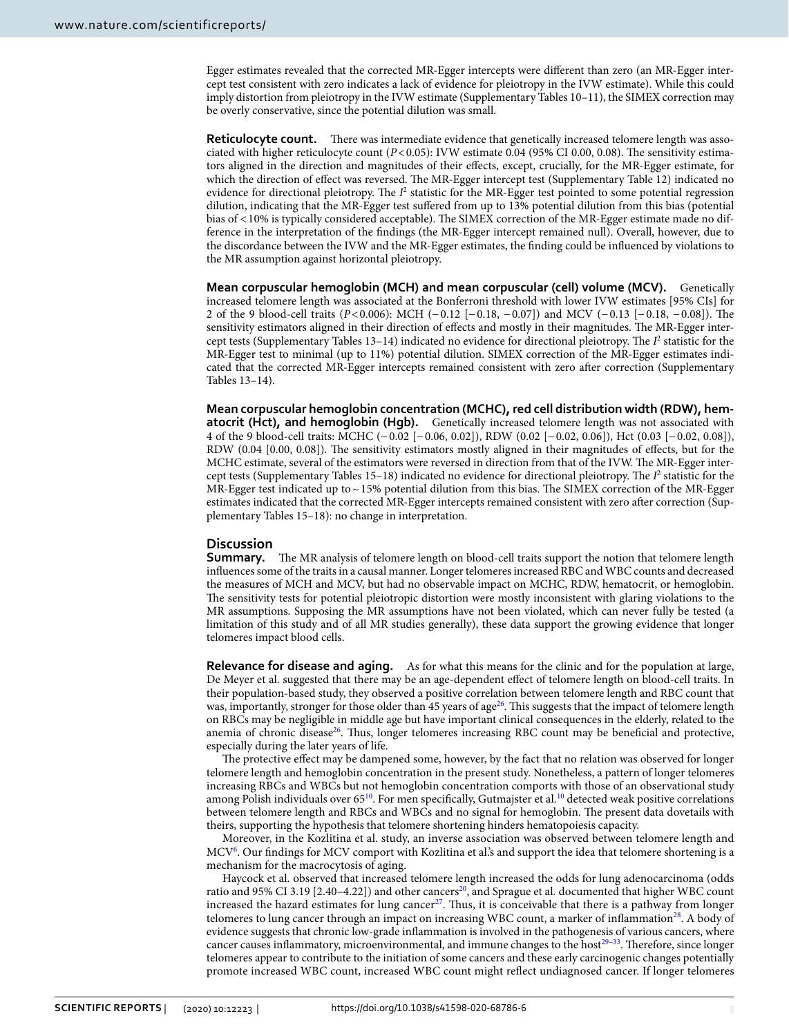Egger estimates revealed that the corrected MR-Egger intercepts were different than zero (an MR-Egger intercept test consistent with zero indicates a lack of evidence for pleiotropy in the IVW estimate). While this could imply distortion from pleiotropy in the IVW estimate (Supplementary Tables 10–11), the SIMEX correction may be overly conservative, since the potential dilution was small.

**Reticulocyte count.** There was intermediate evidence that genetically increased telomere length was associated with higher reticulocyte count ($P<0.05$): IVW estimate 0.04 (95% CI 0.00, 0.08). The sensitivity estimators aligned in the direction and magnitudes of their effects, except, crucially, for the MR-Egger estimate, for which the direction of effect was reversed. The MR-Egger intercept test (Supplementary Table 12) indicated no evidence for directional pleiotropy. The $I^2$ statistic for the MR-Egger test pointed to some potential regression dilution, indicating that the MR-Egger test suffered from up to 13% potential dilution from this bias (potential bias of <10% is typically considered acceptable). The SIMEX correction of the MR-Egger estimate made no difference in the interpretation of the findings (the MR-Egger intercept remained null). Overall, however, due to the discordance between the IVW and the MR-Egger estimates, the finding could be influenced by violations to the MR assumption against horizontal pleiotropy.

**Mean corpuscular hemoglobin (MCH) and mean corpuscular (cell) volume (MCV).** Genetically increased telomere length was associated at the Bonferroni threshold with lower IVW estimates [95% CIs] for 2 of the 9 blood-cell traits ($P<0.006$): MCH (−0.12 [−0.18, −0.07]) and MCV (−0.13 [−0.18, −0.08]). The sensitivity estimators aligned in their direction of effects and mostly in their magnitudes. The MR-Egger intercept tests (Supplementary Tables 13–14) indicated no evidence for directional pleiotropy. The $I^2$ statistic for the MR-Egger test to minimal (up to 11%) potential dilution. SIMEX correction of the MR-Egger estimates indicated that the corrected MR-Egger intercepts remained consistent with zero after correction (Supplementary Tables 13–14).

**Mean corpuscular hemoglobin concentration (MCHC), red cell distribution width (RDW), hematocrit (Hct), and hemoglobin (Hgb).** Genetically increased telomere length was not associated with 4 of the 9 blood-cell traits: MCHC (−0.02 [−0.06, 0.02]), RDW (0.02 [−0.02, 0.06]), Hct (0.03 [−0.02, 0.08]), RDW (0.04 [0.00, 0.08]). The sensitivity estimators mostly aligned in their magnitudes of effects, but for the MCHC estimate, several of the estimators were reversed in direction from that of the IVW. The MR-Egger intercept tests (Supplementary Tables 15–18) indicated no evidence for directional pleiotropy. The $I^2$ statistic for the MR-Egger test indicated up to ~15% potential dilution from this bias. The SIMEX correction of the MR-Egger estimates indicated that the corrected MR-Egger intercepts remained consistent with zero after correction (Supplementary Tables 15–18): no change in interpretation.

## Discussion

**Summary.** The MR analysis of telomere length on blood-cell traits support the notion that telomere length influences some of the traits in a causal manner. Longer telomeres increased RBC and WBC counts and decreased the measures of MCH and MCV, but had no observable impact on MCHC, RDW, hematocrit, or hemoglobin. The sensitivity tests for potential pleiotropic distortion were mostly inconsistent with glaring violations to the MR assumptions. Supposing the MR assumptions have not been violated, which can never fully be tested (a limitation of this study and of all MR studies generally), these data support the growing evidence that longer telomeres impact blood cells.

**Relevance for disease and aging.** As for what this means for the clinic and for the population at large, De Meyer et al. suggested that there may be an age-dependent effect of telomere length on blood-cell traits. In their population-based study, they observed a positive correlation between telomere length and RBC count that was, importantly, stronger for those older than 45 years of age[26]. This suggests that the impact of telomere length on RBCs may be negligible in middle age but have important clinical consequences in the elderly, related to the anemia of chronic disease[26]. Thus, longer telomeres increasing RBC count may be beneficial and protective, especially during the later years of life.

The protective effect may be dampened some, however, by the fact that no relation was observed for longer telomere length and hemoglobin concentration in the present study. Nonetheless, a pattern of longer telomeres increasing RBCs and WBCs but not hemoglobin concentration comports with those of an observational study among Polish individuals over 65[10]. For men specifically, Gutmajster et al.[10] detected weak positive correlations between telomere length and RBCs and WBCs and no signal for hemoglobin. The present data dovetails with theirs, supporting the hypothesis that telomere shortening hinders hematopoiesis capacity.

Moreover, in the Kozlitina et al. study, an inverse association was observed between telomere length and MCV[6]. Our findings for MCV comport with Kozlitina et al.'s and support the idea that telomere shortening is a mechanism for the macrocytosis of aging.

Haycock et al. observed that increased telomere length increased the odds for lung adenocarcinoma (odds ratio and 95% CI 3.19 [2.40–4.22]) and other cancers[20], and Sprague et al. documented that higher WBC count increased the hazard estimates for lung cancer[27]. Thus, it is conceivable that there is a pathway from longer telomeres to lung cancer through an impact on increasing WBC count, a marker of inflammation[28]. A body of evidence suggests that chronic low-grade inflammation is involved in the pathogenesis of various cancers, where cancer causes inflammatory, microenvironmental, and immune changes to the host[29–33]. Therefore, since longer telomeres appear to contribute to the initiation of some cancers and these early carcinogenic changes potentially promote increased WBC count, increased WBC count might reflect undiagnosed cancer. If longer telomeres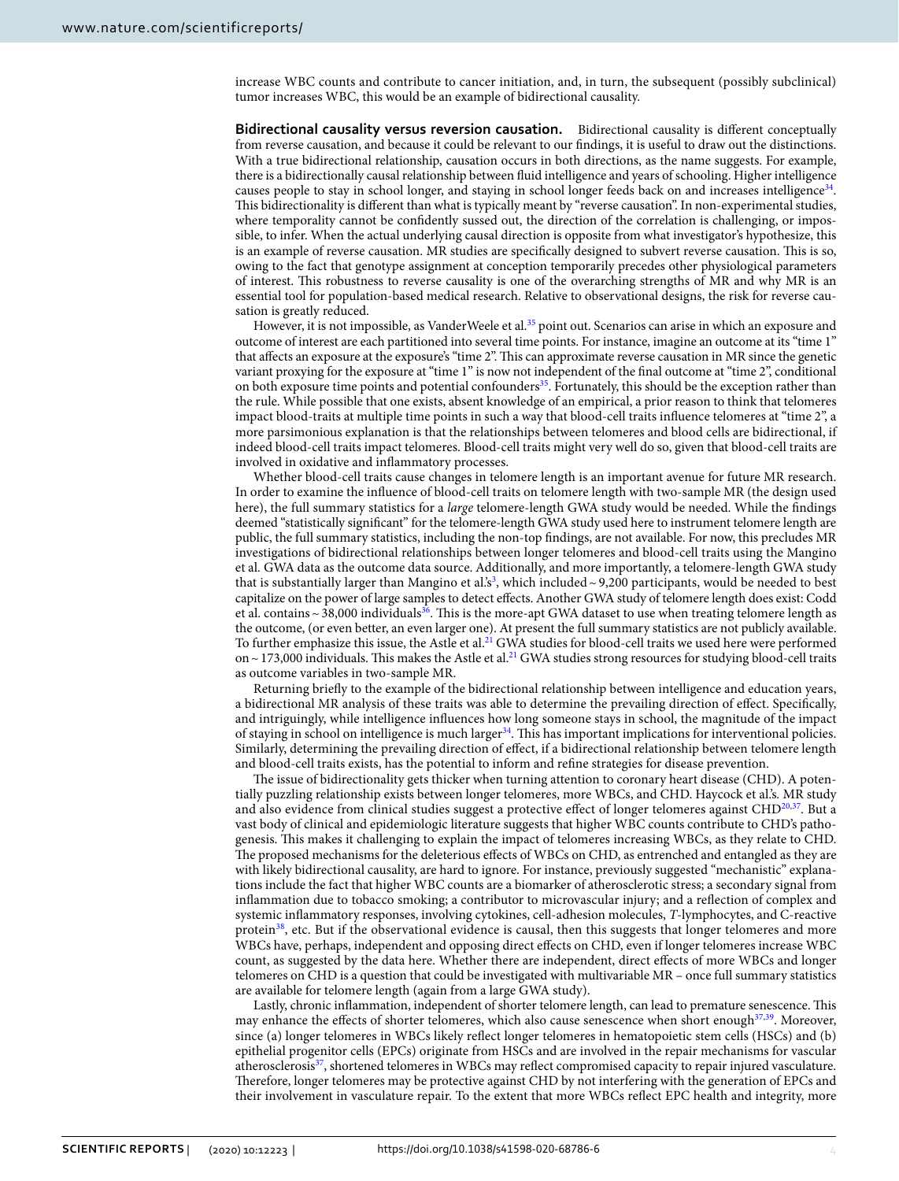increase WBC counts and contribute to cancer initiation, and, in turn, the subsequent (possibly subclinical) tumor increases WBC, this would be an example of bidirectional causality.

**Bidirectional causality versus reversion causation.** Bidirectional causality is different conceptually from reverse causation, and because it could be relevant to our findings, it is useful to draw out the distinctions. With a true bidirectional relationship, causation occurs in both directions, as the name suggests. For example, there is a bidirectionally causal relationship between fluid intelligence and years of schooling. Higher intelligence causes people to stay in school longer, and staying in school longer feeds back on and increases intelligence[34]. This bidirectionality is different than what is typically meant by "reverse causation". In non-experimental studies, where temporality cannot be confidently sussed out, the direction of the correlation is challenging, or impossible, to infer. When the actual underlying causal direction is opposite from what investigator's hypothesize, this is an example of reverse causation. MR studies are specifically designed to subvert reverse causation. This is so, owing to the fact that genotype assignment at conception temporarily precedes other physiological parameters of interest. This robustness to reverse causality is one of the overarching strengths of MR and why MR is an essential tool for population-based medical research. Relative to observational designs, the risk for reverse causation is greatly reduced.

However, it is not impossible, as VanderWeele et al.[35] point out. Scenarios can arise in which an exposure and outcome of interest are each partitioned into several time points. For instance, imagine an outcome at its "time 1" that affects an exposure at the exposure's "time 2". This can approximate reverse causation in MR since the genetic variant proxying for the exposure at "time 1" is now not independent of the final outcome at "time 2", conditional on both exposure time points and potential confounders[35]. Fortunately, this should be the exception rather than the rule. While possible that one exists, absent knowledge of an empirical, a prior reason to think that telomeres impact blood-traits at multiple time points in such a way that blood-cell traits influence telomeres at "time 2", a more parsimonious explanation is that the relationships between telomeres and blood cells are bidirectional, if indeed blood-cell traits impact telomeres. Blood-cell traits might very well do so, given that blood-cell traits are involved in oxidative and inflammatory processes.

Whether blood-cell traits cause changes in telomere length is an important avenue for future MR research. In order to examine the influence of blood-cell traits on telomere length with two-sample MR (the design used here), the full summary statistics for a *large* telomere-length GWA study would be needed. While the findings deemed "statistically significant" for the telomere-length GWA study used here to instrument telomere length are public, the full summary statistics, including the non-top findings, are not available. For now, this precludes MR investigations of bidirectional relationships between longer telomeres and blood-cell traits using the Mangino et al. GWA data as the outcome data source. Additionally, and more importantly, a telomere-length GWA study that is substantially larger than Mangino et al.'s[3], which included ~9,200 participants, would be needed to best capitalize on the power of large samples to detect effects. Another GWA study of telomere length does exist: Codd et al. contains ~38,000 individuals[36]. This is the more-apt GWA dataset to use when treating telomere length as the outcome, (or even better, an even larger one). At present the full summary statistics are not publicly available. To further emphasize this issue, the Astle et al.[21] GWA studies for blood-cell traits we used here were performed on ~173,000 individuals. This makes the Astle et al.[21] GWA studies strong resources for studying blood-cell traits as outcome variables in two-sample MR.

Returning briefly to the example of the bidirectional relationship between intelligence and education years, a bidirectional MR analysis of these traits was able to determine the prevailing direction of effect. Specifically, and intriguingly, while intelligence influences how long someone stays in school, the magnitude of the impact of staying in school on intelligence is much larger[34]. This has important implications for interventional policies. Similarly, determining the prevailing direction of effect, if a bidirectional relationship between telomere length and blood-cell traits exists, has the potential to inform and refine strategies for disease prevention.

The issue of bidirectionality gets thicker when turning attention to coronary heart disease (CHD). A potentially puzzling relationship exists between longer telomeres, more WBCs, and CHD. Haycock et al.'s. MR study and also evidence from clinical studies suggest a protective effect of longer telomeres against CHD[20,37]. But a vast body of clinical and epidemiologic literature suggests that higher WBC counts contribute to CHD's pathogenesis. This makes it challenging to explain the impact of telomeres increasing WBCs, as they relate to CHD. The proposed mechanisms for the deleterious effects of WBCs on CHD, as entrenched and entangled as they are with likely bidirectional causality, are hard to ignore. For instance, previously suggested "mechanistic" explanations include the fact that higher WBC counts are a biomarker of atherosclerotic stress; a secondary signal from inflammation due to tobacco smoking; a contributor to microvascular injury; and a reflection of complex and systemic inflammatory responses, involving cytokines, cell-adhesion molecules, *T*-lymphocytes, and C-reactive protein[38], etc. But if the observational evidence is causal, then this suggests that longer telomeres and more WBCs have, perhaps, independent and opposing direct effects on CHD, even if longer telomeres increase WBC count, as suggested by the data here. Whether there are independent, direct effects of more WBCs and longer telomeres on CHD is a question that could be investigated with multivariable MR – once full summary statistics are available for telomere length (again from a large GWA study).

Lastly, chronic inflammation, independent of shorter telomere length, can lead to premature senescence. This may enhance the effects of shorter telomeres, which also cause senescence when short enough[37,39]. Moreover, since (a) longer telomeres in WBCs likely reflect longer telomeres in hematopoietic stem cells (HSCs) and (b) epithelial progenitor cells (EPCs) originate from HSCs and are involved in the repair mechanisms for vascular atherosclerosis[37], shortened telomeres in WBCs may reflect compromised capacity to repair injured vasculature. Therefore, longer telomeres may be protective against CHD by not interfering with the generation of EPCs and their involvement in vasculature repair. To the extent that more WBCs reflect EPC health and integrity, more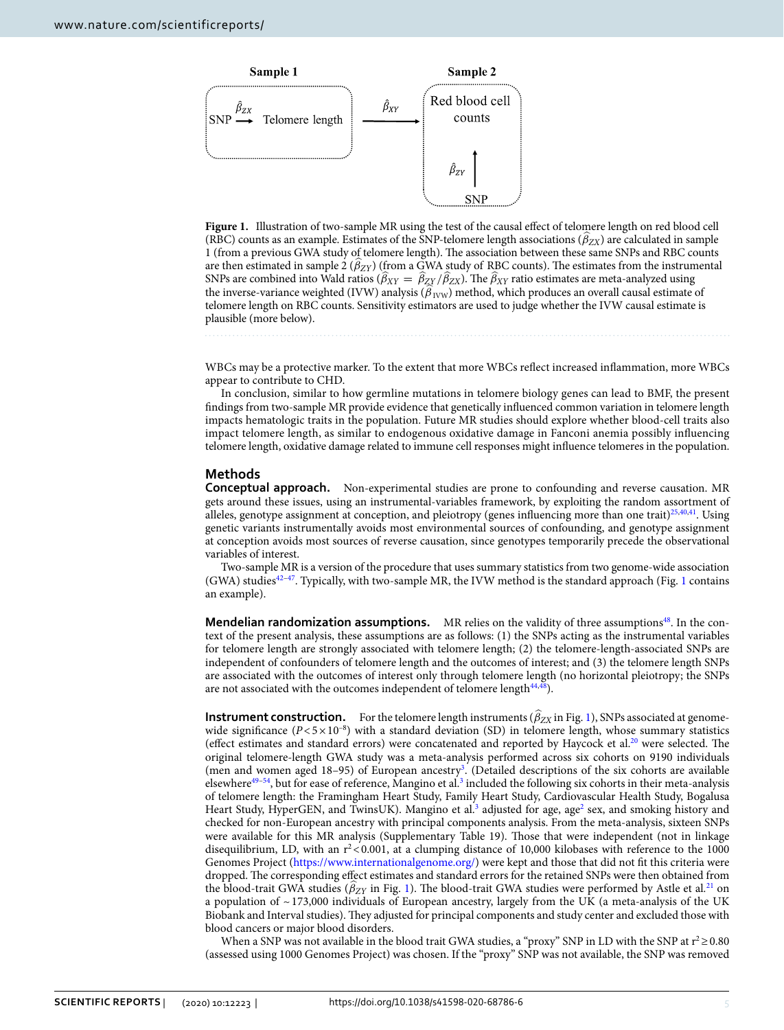**Figure 1.** Illustration of two-sample MR using the test of the causal effect of telomere length on red blood cell (RBC) counts as an example. Estimates of the SNP-telomere length associations ($\hat{\beta}_{ZX}$) are calculated in sample 1 (from a previous GWA study of telomere length). The association between these same SNPs and RBC counts are then estimated in sample 2 ($\hat{\beta}_{ZY}$) (from a GWA study of RBC counts). The estimates from the instrumental SNPs are combined into Wald ratios ($\hat{\beta}_{XY} = \hat{\beta}_{ZY}/\hat{\beta}_{ZX}$). The $\hat{\beta}_{XY}$ ratio estimates are meta-analyzed using the inverse-variance weighted (IVW) analysis ($\hat{\beta}_{IVW}$) method, which produces an overall causal estimate of telomere length on RBC counts. Sensitivity estimators are used to judge whether the IVW causal estimate is plausible (more below).

WBCs may be a protective marker. To the extent that more WBCs reflect increased inflammation, more WBCs appear to contribute to CHD.

In conclusion, similar to how germline mutations in telomere biology genes can lead to BMF, the present findings from two-sample MR provide evidence that genetically influenced common variation in telomere length impacts hematologic traits in the population. Future MR studies should explore whether blood-cell traits also impact telomere length, as similar to endogenous oxidative damage in Fanconi anemia possibly influencing telomere length, oxidative damage related to immune cell responses might influence telomeres in the population.

## Methods

### Conceptual approach.

Non-experimental studies are prone to confounding and reverse causation. MR gets around these issues, using an instrumental-variables framework, by exploiting the random assortment of alleles, genotype assignment at conception, and pleiotropy (genes influencing more than one trait)[25,40,41]. Using genetic variants instrumentally avoids most environmental sources of confounding, and genotype assignment at conception avoids most sources of reverse causation, since genotypes temporarily precede the observational variables of interest.

Two-sample MR is a version of the procedure that uses summary statistics from two genome-wide association (GWA) studies[42–47]. Typically, with two-sample MR, the IVW method is the standard approach (Fig. 1 contains an example).

### Mendelian randomization assumptions.

MR relies on the validity of three assumptions[48]. In the context of the present analysis, these assumptions are as follows: (1) the SNPs acting as the instrumental variables for telomere length are strongly associated with telomere length; (2) the telomere-length-associated SNPs are independent of confounders of telomere length and the outcomes of interest; and (3) the telomere length SNPs are associated with the outcomes of interest only through telomere length (no horizontal pleiotropy; the SNPs are not associated with the outcomes independent of telomere length[44,48]).

### Instrument construction.

For the telomere length instruments ($\hat{\beta}_{ZX}$ in Fig. 1), SNPs associated at genome-wide significance ($P < 5 \times 10^{-8}$) with a standard deviation (SD) in telomere length, whose summary statistics (effect estimates and standard errors) were concatenated and reported by Haycock et al.[20] were selected. The original telomere-length GWA study was a meta-analysis performed across six cohorts on 9190 individuals (men and women aged 18–95) of European ancestry[3]. (Detailed descriptions of the six cohorts are available elsewhere[49–54], but for ease of reference, Mangino et al.[3] included the following six cohorts in their meta-analysis of telomere length: the Framingham Heart Study, Family Heart Study, Cardiovascular Health Study, Bogalusa Heart Study, HyperGEN, and TwinsUK). Mangino et al.[3] adjusted for age, age[2] sex, and smoking history and checked for non-European ancestry with principal components analysis. From the meta-analysis, sixteen SNPs were available for this MR analysis (Supplementary Table 19). Those that were independent (not in linkage disequilibrium, LD, with an $r^2 < 0.001$, at a clumping distance of 10,000 kilobases with reference to the 1000 Genomes Project (https://www.internationalgenome.org/) were kept and those that did not fit this criteria were dropped. The corresponding effect estimates and standard errors for the retained SNPs were then obtained from the blood-trait GWA studies ($\hat{\beta}_{ZY}$ in Fig. 1). The blood-trait GWA studies were performed by Astle et al.[21] on a population of ~173,000 individuals of European ancestry, largely from the UK (a meta-analysis of the UK Biobank and Interval studies). They adjusted for principal components and study center and excluded those with blood cancers or major blood disorders.

When a SNP was not available in the blood trait GWA studies, a "proxy" SNP in LD with the SNP at $r^2 \geq 0.80$ (assessed using 1000 Genomes Project) was chosen. If the "proxy" SNP was not available, the SNP was removed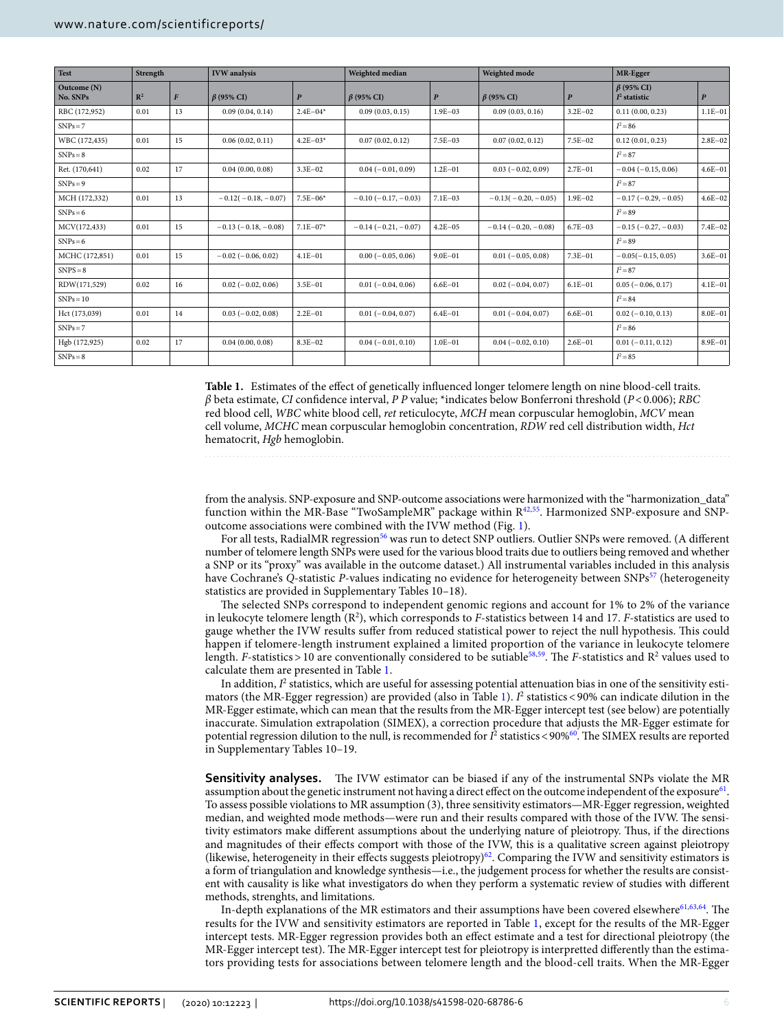| Test | Strength | | IVW analysis | | Weighted median | | Weighted mode | | MR-Egger | |
|---|---|---|---|---|---|---|---|---|---|---|
| Outcome (N) No. SNPs | $R^2$ | $F$ | $\beta$ (95% CI) | $P$ | $\beta$ (95% CI) | $P$ | $\beta$ (95% CI) | $P$ | $\beta$ (95% CI) $I^2$ statistic | $P$ |
| RBC (172,952) | 0.01 | 13 | 0.09 (0.04, 0.14) | 2.4E−04* | 0.09 (0.03, 0.15) | 1.9E−03 | 0.09 (0.03, 0.16) | 3.2E−02 | 0.11 (0.00, 0.23) | 1.1E−01 |
| SNPs = 7 | | | | | | | | | $I^2$ = 86 | |
| WBC (172,435) | 0.01 | 15 | 0.06 (0.02, 0.11) | 4.2E−03* | 0.07 (0.02, 0.12) | 7.5E−03 | 0.07 (0.02, 0.12) | 7.5E−02 | 0.12 (0.01, 0.23) | 2.8E−02 |
| SNPs = 8 | | | | | | | | | $I^2$ = 87 | |
| Ret. (170,641) | 0.02 | 17 | 0.04 (0.00, 0.08) | 3.3E−02 | 0.04 (−0.01, 0.09) | 1.2E−01 | 0.03 (−0.02, 0.09) | 2.7E−01 | −0.04 (−0.15, 0.06) | 4.6E−01 |
| SNPs = 9 | | | | | | | | | $I^2$ = 87 | |
| MCH (172,332) | 0.01 | 13 | −0.12(−0.18, −0.07) | 7.5E−06* | −0.10 (−0.17, −0.03) | 7.1E−03 | −0.13(−0.20, −0.05) | 1.9E−02 | −0.17 (−0.29, −0.05) | 4.6E−02 |
| SNPs = 6 | | | | | | | | | $I^2$ = 89 | |
| MCV(172,433) | 0.01 | 15 | −0.13 (−0.18, −0.08) | 7.1E−07* | −0.14 (−0.21, −0.07) | 4.2E−05 | −0.14 (−0.20, −0.08) | 6.7E−03 | −0.15 (−0.27, −0.03) | 7.4E−02 |
| SNPs = 6 | | | | | | | | | $I^2$ = 89 | |
| MCHC (172,851) | 0.01 | 15 | −0.02 (−0.06, 0.02) | 4.1E−01 | 0.00 (−0.05, 0.06) | 9.0E−01 | 0.01 (−0.05, 0.08) | 7.3E−01 | −0.05(−0.15, 0.05) | 3.6E−01 |
| SNPS = 8 | | | | | | | | | $I^2$ = 87 | |
| RDW(171,529) | 0.02 | 16 | 0.02 (−0.02, 0.06) | 3.5E−01 | 0.01 (−0.04, 0.06) | 6.6E−01 | 0.02 (−0.04, 0.07) | 6.1E−01 | 0.05 (−0.06, 0.17) | 4.1E−01 |
| SNPs = 10 | | | | | | | | | $I^2$ = 84 | |
| Hct (173,039) | 0.01 | 14 | 0.03 (−0.02, 0.08) | 2.2E−01 | 0.01 (−0.04, 0.07) | 6.4E−01 | 0.01 (−0.04, 0.07) | 6.6E−01 | 0.02 (−0.10, 0.13) | 8.0E−01 |
| SNPs = 7 | | | | | | | | | $I^2$ = 86 | |
| Hgb (172,925) | 0.02 | 17 | 0.04 (0.00, 0.08) | 8.3E−02 | 0.04 (−0.01, 0.10) | 1.0E−01 | 0.04 (−0.02, 0.10) | 2.6E−01 | 0.01 (−0.11, 0.12) | 8.9E−01 |
| SNPs = 8 | | | | | | | | | $I^2$ = 85 | |

**Table 1.** Estimates of the effect of genetically influenced longer telomere length on nine blood-cell traits. *β* beta estimate, *CI* confidence interval, *P P* value; *indicates below Bonferroni threshold ($P < 0.006$); *RBC* red blood cell, *WBC* white blood cell, *ret* reticulocyte, *MCH* mean corpuscular hemoglobin, *MCV* mean cell volume, *MCHC* mean corpuscular hemoglobin concentration, *RDW* red cell distribution width, *Hct* hematocrit, *Hgb* hemoglobin.

from the analysis. SNP-exposure and SNP-outcome associations were harmonized with the "harmonization_data" function within the MR-Base "TwoSampleMR" package within R[42,55]. Harmonized SNP-exposure and SNP-outcome associations were combined with the IVW method (Fig. 1).

For all tests, RadialMR regression[56] was run to detect SNP outliers. Outlier SNPs were removed. (A different number of telomere length SNPs were used for the various blood traits due to outliers being removed and whether a SNP or its "proxy" was available in the outcome dataset.) All instrumental variables included in this analysis have Cochrane's *Q*-statistic *P*-values indicating no evidence for heterogeneity between SNPs[57] (heterogeneity statistics are provided in Supplementary Tables 10–18).

The selected SNPs correspond to independent genomic regions and account for 1% to 2% of the variance in leukocyte telomere length ($R^2$), which corresponds to *F*-statistics between 14 and 17. *F*-statistics are used to gauge whether the IVW results suffer from reduced statistical power to reject the null hypothesis. This could happen if telomere-length instrument explained a limited proportion of the variance in leukocyte telomere length. *F*-statistics > 10 are conventionally considered to be sutiable[58,59]. The *F*-statistics and $R^2$ values used to calculate them are presented in Table 1.

In addition, $I^2$ statistics, which are useful for assessing potential attenuation bias in one of the sensitivity estimators (the MR-Egger regression) are provided (also in Table 1). $I^2$ statistics < 90% can indicate dilution in the MR-Egger estimate, which can mean that the results from the MR-Egger intercept test (see below) are potentially inaccurate. Simulation extrapolation (SIMEX), a correction procedure that adjusts the MR-Egger estimate for potential regression dilution to the null, is recommended for $I^2$ statistics < 90%[60]. The SIMEX results are reported in Supplementary Tables 10–19.

**Sensitivity analyses.** The IVW estimator can be biased if any of the instrumental SNPs violate the MR assumption about the genetic instrument not having a direct effect on the outcome independent of the exposure[61]. To assess possible violations to MR assumption (3), three sensitivity estimators—MR-Egger regression, weighted median, and weighted mode methods—were run and their results compared with those of the IVW. The sensitivity estimators make different assumptions about the underlying nature of pleiotropy. Thus, if the directions and magnitudes of their effects comport with those of the IVW, this is a qualitative screen against pleiotropy (likewise, heterogeneity in their effects suggests pleiotropy)[62]. Comparing the IVW and sensitivity estimators is a form of triangulation and knowledge synthesis—i.e., the judgement process for whether the results are consistent with causality is like what investigators do when they perform a systematic review of studies with different methods, strenghts, and limitations.

In-depth explanations of the MR estimators and their assumptions have been covered elsewhere[61,63,64]. The results for the IVW and sensitivity estimators are reported in Table 1, except for the results of the MR-Egger intercept tests. MR-Egger regression provides both an effect estimate and a test for directional pleiotropy (the MR-Egger intercept test). The MR-Egger intercept test for pleiotropy is interpretted differently than the estimators providing tests for associations between telomere length and the blood-cell traits. When the MR-Egger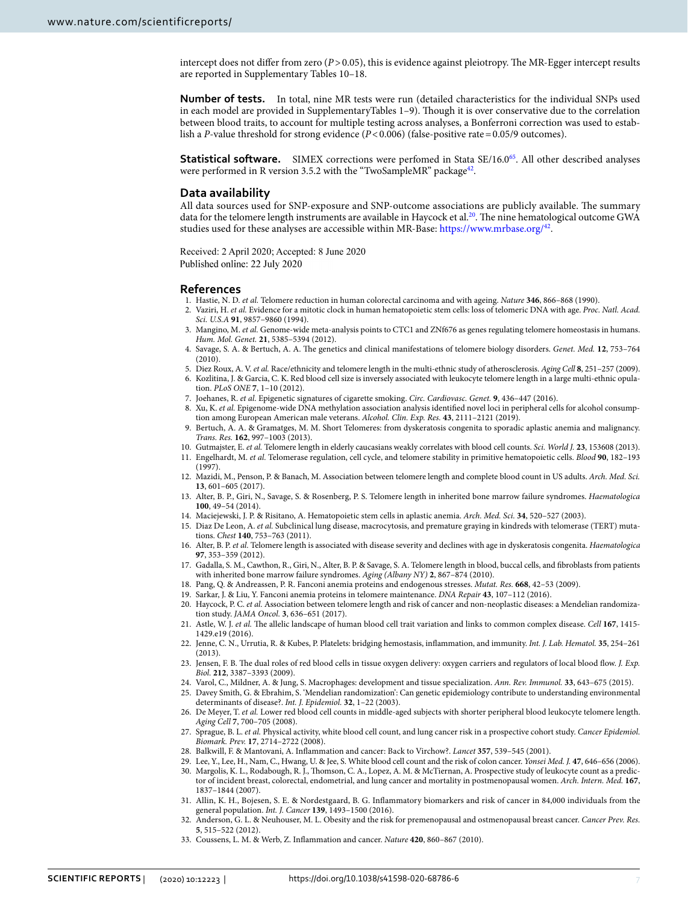intercept does not differ from zero ($P > 0.05$), this is evidence against pleiotropy. The MR-Egger intercept results are reported in Supplementary Tables 10–18.

**Number of tests.** In total, nine MR tests were run (detailed characteristics for the individual SNPs used in each model are provided in SupplementaryTables 1–9). Though it is over conservative due to the correlation between blood traits, to account for multiple testing across analyses, a Bonferroni correction was used to establish a $P$-value threshold for strong evidence ($P < 0.006$) (false-positive rate = 0.05/9 outcomes).

**Statistical software.** SIMEX corrections were perfomed in Stata SE/16.0[65]. All other described analyses were performed in R version 3.5.2 with the "TwoSampleMR" package[42].

## Data availability

All data sources used for SNP-exposure and SNP-outcome associations are publicly available. The summary data for the telomere length instruments are available in Haycock et al.[20]. The nine hematological outcome GWA studies used for these analyses are accessible within MR-Base: https://www.mrbase.org/[42].

Received: 2 April 2020; Accepted: 8 June 2020
Published online: 22 July 2020

## References

1. Hastie, N. D. *et al.* Telomere reduction in human colorectal carcinoma and with ageing. *Nature* **346**, 866–868 (1990).
2. Vaziri, H. *et al.* Evidence for a mitotic clock in human hematopoietic stem cells: loss of telomeric DNA with age. *Proc. Natl. Acad. Sci. U.S.A* **91**, 9857–9860 (1994).
3. Mangino, M. *et al.* Genome-wide meta-analysis points to CTC1 and ZNf676 as genes regulating telomere homeostasis in humans. *Hum. Mol. Genet.* **21**, 5385–5394 (2012).
4. Savage, S. A. & Bertuch, A. A. The genetics and clinical manifestations of telomere biology disorders. *Genet. Med.* **12**, 753–764 (2010).
5. Diez Roux, A. V. *et al.* Race/ethnicity and telomere length in the multi-ethnic study of atherosclerosis. *Aging Cell* **8**, 251–257 (2009).
6. Kozlitina, J. & Garcia, C. K. Red blood cell size is inversely associated with leukocyte telomere length in a large multi-ethnic opulation. *PLoS ONE* **7**, 1–10 (2012).
7. Joehanes, R. *et al.* Epigenetic signatures of cigarette smoking. *Circ. Cardiovasc. Genet.* **9**, 436–447 (2016).
8. Xu, K. *et al.* Epigenome-wide DNA methylation association analysis identified novel loci in peripheral cells for alcohol consumption among European American male veterans. *Alcohol. Clin. Exp. Res.* **43**, 2111–2121 (2019).
9. Bertuch, A. A. & Gramatges, M. M. Short Telomeres: from dyskeratosis congenita to sporadic aplastic anemia and malignancy. *Trans. Res.* **162**, 997–1003 (2013).
10. Gutmajster, E. *et al.* Telomere length in elderly caucasians weakly correlates with blood cell counts. *Sci. World J.* **23**, 153608 (2013).
11. Engelhardt, M. *et al.* Telomerase regulation, cell cycle, and telomere stability in primitive hematopoietic cells. *Blood* **90**, 182–193 (1997).
12. Mazidi, M., Penson, P. & Banach, M. Association between telomere length and complete blood count in US adults. *Arch. Med. Sci.* **13**, 601–605 (2017).
13. Alter, B. P., Giri, N., Savage, S. & Rosenberg, P. S. Telomere length in inherited bone marrow failure syndromes. *Haematologica* **100**, 49–54 (2014).
14. Maciejewski, J. P. & Risitano, A. Hematopoietic stem cells in aplastic anemia. *Arch. Med. Sci.* **34**, 520–527 (2003).
15. Diaz De Leon, A. *et al.* Subclinical lung disease, macrocytosis, and premature graying in kindreds with telomerase (TERT) mutations. *Chest* **140**, 753–763 (2011).
16. Alter, B. P. *et al.* Telomere length is associated with disease severity and declines with age in dyskeratosis congenita. *Haematologica* **97**, 353–359 (2012).
17. Gadalla, S. M., Cawthon, R., Giri, N., Alter, B. P. & Savage, S. A. Telomere length in blood, buccal cells, and fibroblasts from patients with inherited bone marrow failure syndromes. *Aging (Albany NY)* **2**, 867–874 (2010).
18. Pang, Q. & Andreassen, P. R. Fanconi anemia proteins and endogenous stresses. *Mutat. Res.* **668**, 42–53 (2009).
19. Sarkar, J. & Liu, Y. Fanconi anemia proteins in telomere maintenance. *DNA Repair* **43**, 107–112 (2016).
20. Haycock, P. C. *et al.* Association between telomere length and risk of cancer and non-neoplastic diseases: a Mendelian randomization study. *JAMA Oncol.* **3**, 636–651 (2017).
21. Astle, W. J. *et al.* The allelic landscape of human blood cell trait variation and links to common complex disease. *Cell* **167**, 1415-1429.e19 (2016).
22. Jenne, C. N., Urrutia, R. & Kubes, P. Platelets: bridging hemostasis, inflammation, and immunity. *Int. J. Lab. Hematol.* **35**, 254–261 (2013).
23. Jensen, F. B. The dual roles of red blood cells in tissue oxygen delivery: oxygen carriers and regulators of local blood flow. *J. Exp. Biol.* **212**, 3387–3393 (2009).
24. Varol, C., Mildner, A. & Jung, S. Macrophages: development and tissue specialization. *Ann. Rev. Immunol.* **33**, 643–675 (2015).
25. Davey Smith, G. & Ebrahim, S. 'Mendelian randomization': Can genetic epidemiology contribute to understanding environmental determinants of disease?. *Int. J. Epidemiol.* **32**, 1–22 (2003).
26. De Meyer, T. *et al.* Lower red blood cell counts in middle-aged subjects with shorter peripheral blood leukocyte telomere length. *Aging Cell* **7**, 700–705 (2008).
27. Sprague, B. L. *et al.* Physical activity, white blood cell count, and lung cancer risk in a prospective cohort study. *Cancer Epidemiol. Biomark. Prev.* **17**, 2714–2722 (2008).
28. Balkwill, F. & Mantovani, A. Inflammation and cancer: Back to Virchow?. *Lancet* **357**, 539–545 (2001).
29. Lee, Y., Lee, H., Nam, C., Hwang, U. & Jee, S. White blood cell count and the risk of colon cancer. *Yonsei Med. J.* **47**, 646–656 (2006).
30. Margolis, K. L., Rodabough, R. J., Thomson, C. A., Lopez, A. M. & McTiernan, A. Prospective study of leukocyte count as a predictor of incident breast, colorectal, endometrial, and lung cancer and mortality in postmenopausal women. *Arch. Intern. Med.* **167**, 1837–1844 (2007).
31. Allin, K. H., Bojesen, S. E. & Nordestgaard, B. G. Inflammatory biomarkers and risk of cancer in 84,000 individuals from the general population. *Int. J. Cancer* **139**, 1493–1500 (2016).
32. Anderson, G. L. & Neuhouser, M. L. Obesity and the risk for premenopausal and ostmenopausal breast cancer. *Cancer Prev. Res.* **5**, 515–522 (2012).
33. Coussens, L. M. & Werb, Z. Inflammation and cancer. *Nature* **420**, 860–867 (2010).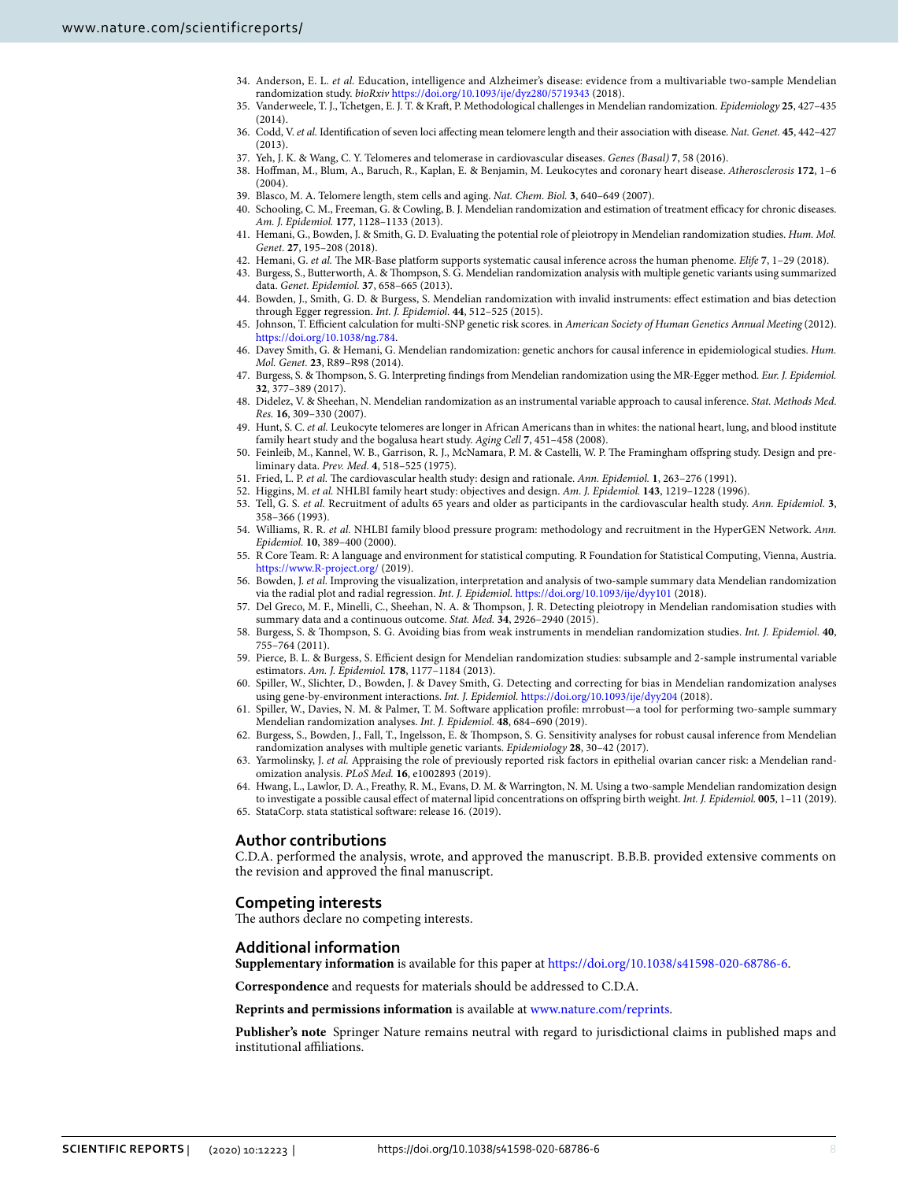34. Anderson, E. L. *et al.* Education, intelligence and Alzheimer's disease: evidence from a multivariable two-sample Mendelian randomization study. *bioRxiv* https://doi.org/10.1093/ije/dyz280/5719343 (2018).
35. Vanderweele, T. J., Tchetgen, E. J. T. & Kraft, P. Methodological challenges in Mendelian randomization. *Epidemiology* **25**, 427–435 (2014).
36. Codd, V. *et al.* Identification of seven loci affecting mean telomere length and their association with disease. *Nat. Genet.* **45**, 442–427 (2013).
37. Yeh, J. K. & Wang, C. Y. Telomeres and telomerase in cardiovascular diseases. *Genes (Basal)* **7**, 58 (2016).
38. Hoffman, M., Blum, A., Baruch, R., Kaplan, E. & Benjamin, M. Leukocytes and coronary heart disease. *Atherosclerosis* **172**, 1–6 (2004).
39. Blasco, M. A. Telomere length, stem cells and aging. *Nat. Chem. Biol.* **3**, 640–649 (2007).
40. Schooling, C. M., Freeman, G. & Cowling, B. J. Mendelian randomization and estimation of treatment efficacy for chronic diseases. *Am. J. Epidemiol.* **177**, 1128–1133 (2013).
41. Hemani, G., Bowden, J. & Smith, G. D. Evaluating the potential role of pleiotropy in Mendelian randomization studies. *Hum. Mol. Genet.* **27**, 195–208 (2018).
42. Hemani, G. *et al.* The MR-Base platform supports systematic causal inference across the human phenome. *Elife* **7**, 1–29 (2018).
43. Burgess, S., Butterworth, A. & Thompson, S. G. Mendelian randomization analysis with multiple genetic variants using summarized data. *Genet. Epidemiol.* **37**, 658–665 (2013).
44. Bowden, J., Smith, G. D. & Burgess, S. Mendelian randomization with invalid instruments: effect estimation and bias detection through Egger regression. *Int. J. Epidemiol.* **44**, 512–525 (2015).
45. Johnson, T. Efficient calculation for multi-SNP genetic risk scores. in *American Society of Human Genetics Annual Meeting* (2012). https://doi.org/10.1038/ng.784.
46. Davey Smith, G. & Hemani, G. Mendelian randomization: genetic anchors for causal inference in epidemiological studies. *Hum. Mol. Genet.* **23**, R89–R98 (2014).
47. Burgess, S. & Thompson, S. G. Interpreting findings from Mendelian randomization using the MR-Egger method. *Eur. J. Epidemiol.* **32**, 377–389 (2017).
48. Didelez, V. & Sheehan, N. Mendelian randomization as an instrumental variable approach to causal inference. *Stat. Methods Med. Res.* **16**, 309–330 (2007).
49. Hunt, S. C. *et al.* Leukocyte telomeres are longer in African Americans than in whites: the national heart, lung, and blood institute family heart study and the bogalusa heart study. *Aging Cell* **7**, 451–458 (2008).
50. Feinleib, M., Kannel, W. B., Garrison, R. J., McNamara, P. M. & Castelli, W. P. The Framingham offspring study. Design and preliminary data. *Prev. Med.* **4**, 518–525 (1975).
51. Fried, L. P. *et al.* The cardiovascular health study: design and rationale. *Ann. Epidemiol.* **1**, 263–276 (1991).
52. Higgins, M. *et al.* NHLBI family heart study: objectives and design. *Am. J. Epidemiol.* **143**, 1219–1228 (1996).
53. Tell, G. S. *et al.* Recruitment of adults 65 years and older as participants in the cardiovascular health study. *Ann. Epidemiol.* **3**, 358–366 (1993).
54. Williams, R. R. *et al.* NHLBI family blood pressure program: methodology and recruitment in the HyperGEN Network. *Ann. Epidemiol.* **10**, 389–400 (2000).
55. R Core Team. R: A language and environment for statistical computing. R Foundation for Statistical Computing, Vienna, Austria. https://www.R-project.org/ (2019).
56. Bowden, J. *et al.* Improving the visualization, interpretation and analysis of two-sample summary data Mendelian randomization via the radial plot and radial regression. *Int. J. Epidemiol.* https://doi.org/10.1093/ije/dyy101 (2018).
57. Del Greco, M. F., Minelli, C., Sheehan, N. A. & Thompson, J. R. Detecting pleiotropy in Mendelian randomisation studies with summary data and a continuous outcome. *Stat. Med.* **34**, 2926–2940 (2015).
58. Burgess, S. & Thompson, S. G. Avoiding bias from weak instruments in mendelian randomization studies. *Int. J. Epidemiol.* **40**, 755–764 (2011).
59. Pierce, B. L. & Burgess, S. Efficient design for Mendelian randomization studies: subsample and 2-sample instrumental variable estimators. *Am. J. Epidemiol.* **178**, 1177–1184 (2013).
60. Spiller, W., Slichter, D., Bowden, J. & Davey Smith, G. Detecting and correcting for bias in Mendelian randomization analyses using gene-by-environment interactions. *Int. J. Epidemiol.* https://doi.org/10.1093/ije/dyy204 (2018).
61. Spiller, W., Davies, N. M. & Palmer, T. M. Software application profile: mrrobust—a tool for performing two-sample summary Mendelian randomization analyses. *Int. J. Epidemiol.* **48**, 684–690 (2019).
62. Burgess, S., Bowden, J., Fall, T., Ingelsson, E. & Thompson, S. G. Sensitivity analyses for robust causal inference from Mendelian randomization analyses with multiple genetic variants. *Epidemiology* **28**, 30–42 (2017).
63. Yarmolinsky, J. *et al.* Appraising the role of previously reported risk factors in epithelial ovarian cancer risk: a Mendelian randomization analysis. *PLoS Med.* **16**, e1002893 (2019).
64. Hwang, L., Lawlor, D. A., Freathy, R. M., Evans, D. M. & Warrington, N. M. Using a two-sample Mendelian randomization design to investigate a possible causal effect of maternal lipid concentrations on offspring birth weight. *Int. J. Epidemiol.* **005**, 1–11 (2019).
65. StataCorp. stata statistical software: release 16. (2019).

## Author contributions

C.D.A. performed the analysis, wrote, and approved the manuscript. B.B.B. provided extensive comments on the revision and approved the final manuscript.

## Competing interests

The authors declare no competing interests.

## Additional information

**Supplementary information** is available for this paper at https://doi.org/10.1038/s41598-020-68786-6.

**Correspondence** and requests for materials should be addressed to C.D.A.

**Reprints and permissions information** is available at www.nature.com/reprints.

**Publisher's note** Springer Nature remains neutral with regard to jurisdictional claims in published maps and institutional affiliations.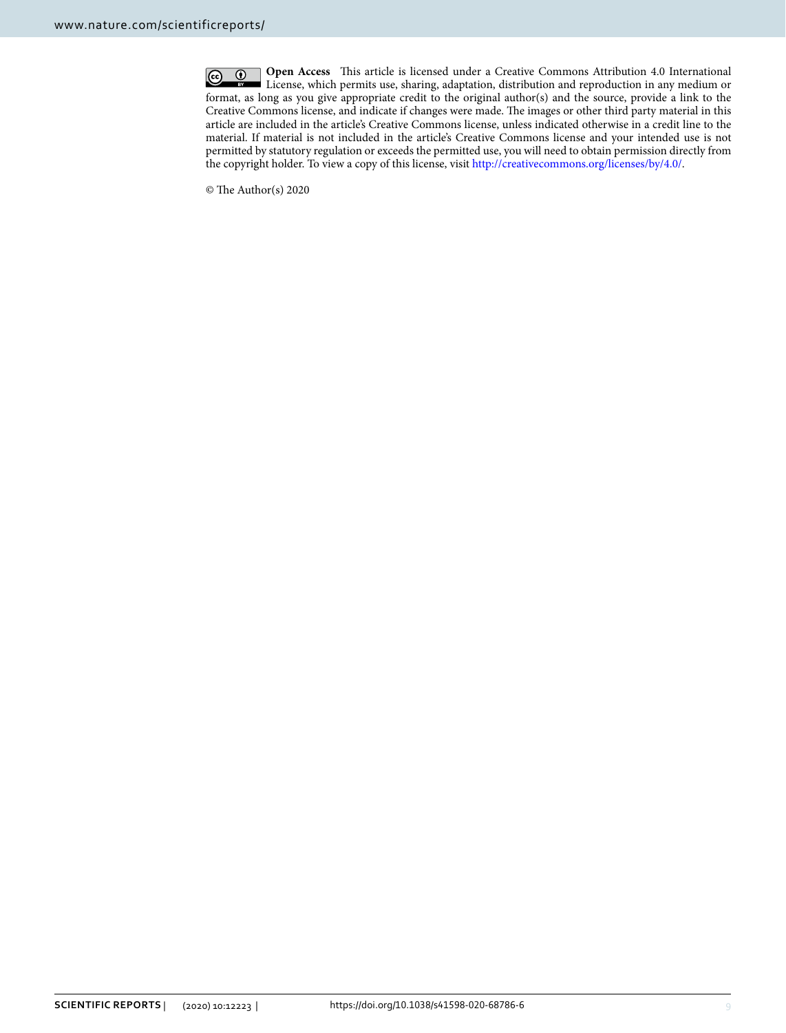**Open Access** This article is licensed under a Creative Commons Attribution 4.0 International License, which permits use, sharing, adaptation, distribution and reproduction in any medium or format, as long as you give appropriate credit to the original author(s) and the source, provide a link to the Creative Commons license, and indicate if changes were made. The images or other third party material in this article are included in the article's Creative Commons license, unless indicated otherwise in a credit line to the material. If material is not included in the article's Creative Commons license and your intended use is not permitted by statutory regulation or exceeds the permitted use, you will need to obtain permission directly from the copyright holder. To view a copy of this license, visit http://creativecommons.org/licenses/by/4.0/.

© The Author(s) 2020